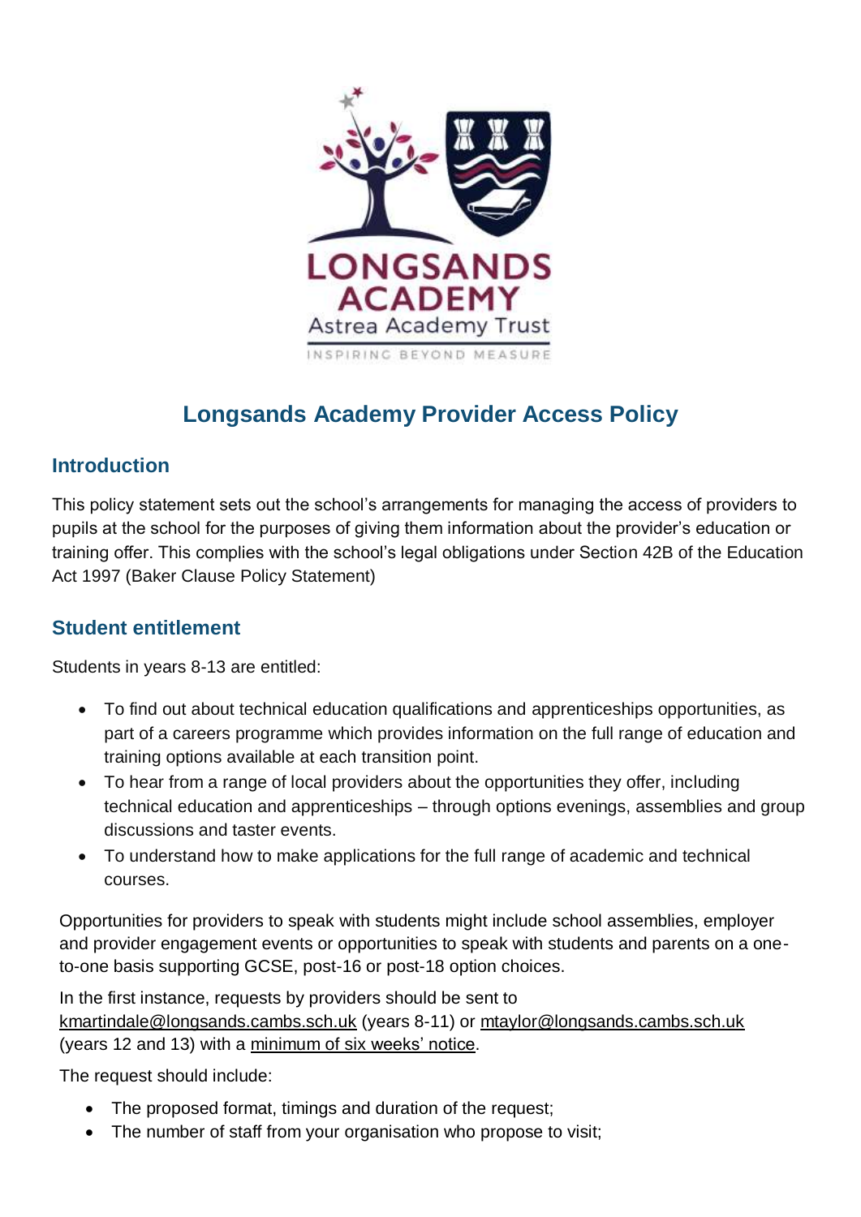# Longsands Academy Provider Access Policy

## Introduction

This policy statement sets out the school's arrangements for managing the access of providers to pupils at the school for the purposes of giving them information about the provider's education or training offer. This complies with the school's legal obligations under Section 42B of the Education Act 1997 (Baker Clause Policy Statement)

## Student entitlement

Students in years 8-13 are entitled:

- To find out about technical education qualifications and apprenticeships opportunities, as part of a careers programme which provides information on the full range of education and training options available at each transition point.
- To hear from a range of local providers about the opportunities they offer, including technical education and apprenticeships – through options evenings, assemblies and group discussions and taster events.
- To understand how to make applications for the full range of academic and technical courses.

Opportunities for providers to speak with students might include school assemblies, employer and provider engagement events or opportunities to speak with students and parents on a one-to-one basis supporting GCSE, post-16 or post-18 option choices.

In the first instance, requests by providers should be sent to kmartindale@longsands.cambs.sch.uk (years 8-11) or mtaylor@longsands.cambs.sch.uk (years 12 and 13) with a minimum of six weeks' notice.

The request should include:

- The proposed format, timings and duration of the request;
- The number of staff from your organisation who propose to visit;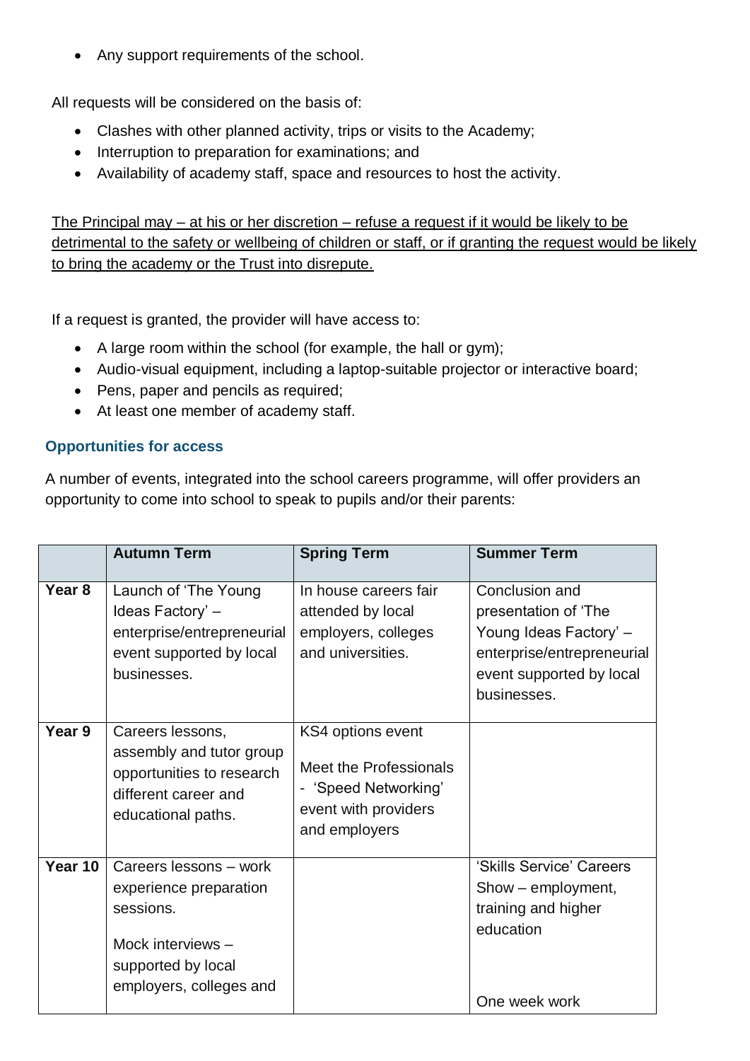- Any support requirements of the school.

All requests will be considered on the basis of:

- Clashes with other planned activity, trips or visits to the Academy;
- Interruption to preparation for examinations; and
- Availability of academy staff, space and resources to host the activity.

<u>The Principal may – at his or her discretion – refuse a request if it would be likely to be detrimental to the safety or wellbeing of children or staff, or if granting the request would be likely to bring the academy or the Trust into disrepute.</u>

If a request is granted, the provider will have access to:

- A large room within the school (for example, the hall or gym);
- Audio-visual equipment, including a laptop-suitable projector or interactive board;
- Pens, paper and pencils as required;
- At least one member of academy staff.

### Opportunities for access

A number of events, integrated into the school careers programme, will offer providers an opportunity to come into school to speak to pupils and/or their parents:

| | Autumn Term | Spring Term | Summer Term |
|---|---|---|---|
| **Year 8** | Launch of 'The Young Ideas Factory' – enterprise/entrepreneurial event supported by local businesses. | In house careers fair attended by local employers, colleges and universities. | Conclusion and presentation of 'The Young Ideas Factory' – enterprise/entrepreneurial event supported by local businesses. |
| **Year 9** | Careers lessons, assembly and tutor group opportunities to research different career and educational paths. | KS4 options event<br><br>Meet the Professionals - 'Speed Networking' event with providers and employers | |
| **Year 10** | Careers lessons – work experience preparation sessions.<br><br>Mock interviews – supported by local employers, colleges and | | 'Skills Service' Careers Show – employment, training and higher education<br><br>One week work |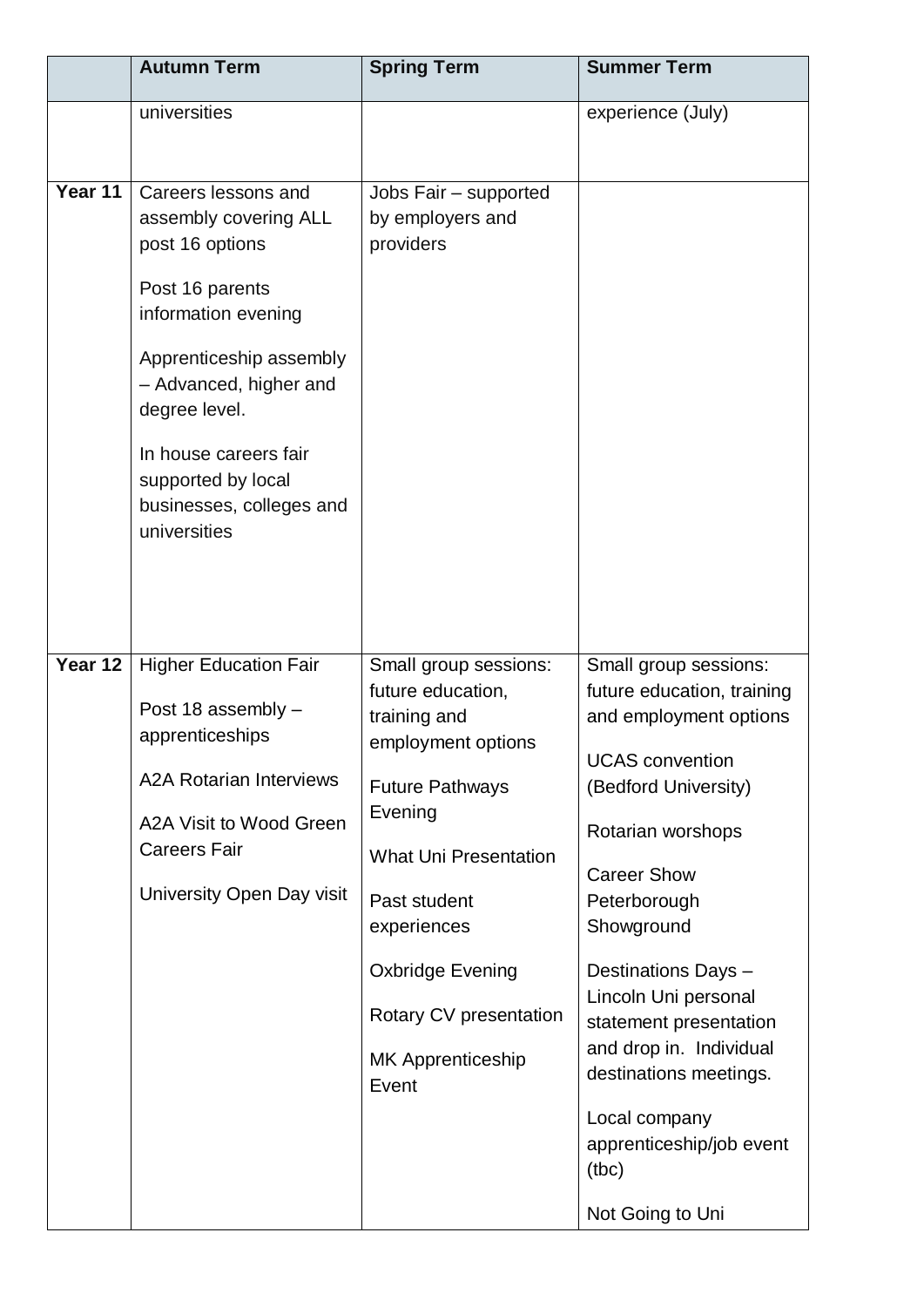| | Autumn Term | Spring Term | Summer Term |
|---|---|---|---|
| | universities | | experience (July) |
| **Year 11** | Careers lessons and assembly covering ALL post 16 options<br><br>Post 16 parents information evening<br><br>Apprenticeship assembly – Advanced, higher and degree level.<br><br>In house careers fair supported by local businesses, colleges and universities | Jobs Fair – supported by employers and providers | |
| **Year 12** | Higher Education Fair<br><br>Post 18 assembly – apprenticeships<br><br>A2A Rotarian Interviews<br><br>A2A Visit to Wood Green Careers Fair<br><br>University Open Day visit | Small group sessions: future education, training and employment options<br><br>Future Pathways Evening<br><br>What Uni Presentation<br><br>Past student experiences<br><br>Oxbridge Evening<br><br>Rotary CV presentation<br><br>MK Apprenticeship Event | Small group sessions: future education, training and employment options<br><br>UCAS convention (Bedford University)<br><br>Rotarian worshops<br><br>Career Show Peterborough Showground<br><br>Destinations Days – Lincoln Uni personal statement presentation and drop in. Individual destinations meetings.<br><br>Local company apprenticeship/job event (tbc)<br><br>Not Going to Uni |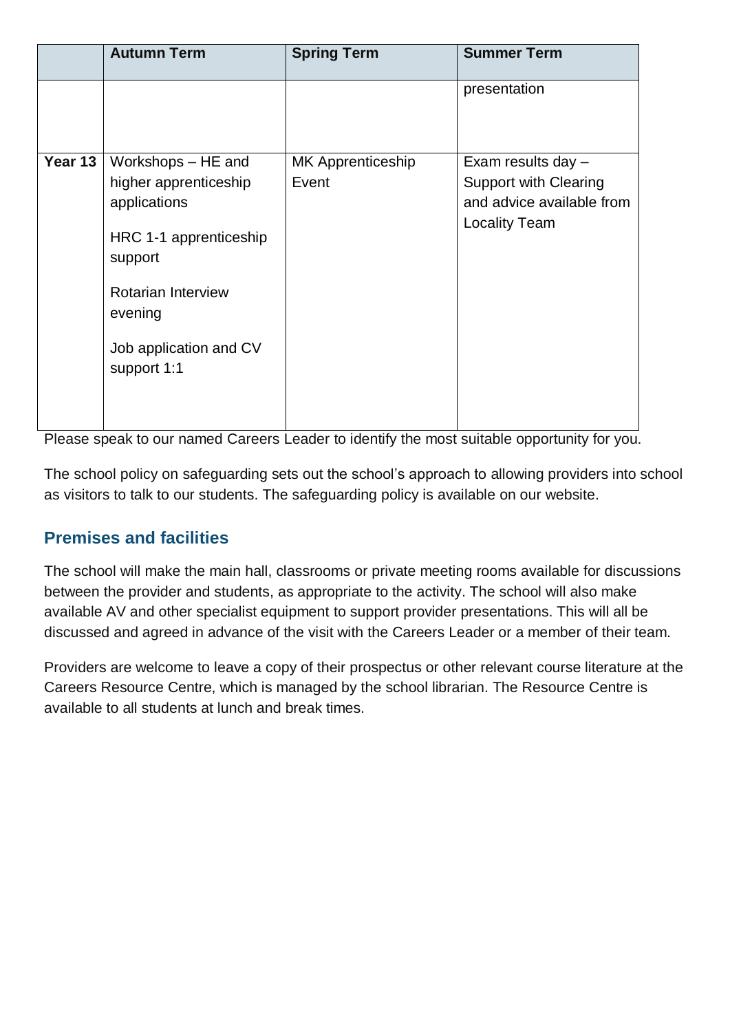| | Autumn Term | Spring Term | Summer Term |
|---|---|---|---|
| | | | presentation |
| **Year 13** | Workshops – HE and higher apprenticeship applications<br><br>HRC 1-1 apprenticeship support<br><br>Rotarian Interview evening<br><br>Job application and CV support 1:1 | MK Apprenticeship Event | Exam results day – Support with Clearing and advice available from Locality Team |

Please speak to our named Careers Leader to identify the most suitable opportunity for you.

The school policy on safeguarding sets out the school's approach to allowing providers into school as visitors to talk to our students. The safeguarding policy is available on our website.

## Premises and facilities

The school will make the main hall, classrooms or private meeting rooms available for discussions between the provider and students, as appropriate to the activity. The school will also make available AV and other specialist equipment to support provider presentations. This will all be discussed and agreed in advance of the visit with the Careers Leader or a member of their team.

Providers are welcome to leave a copy of their prospectus or other relevant course literature at the Careers Resource Centre, which is managed by the school librarian. The Resource Centre is available to all students at lunch and break times.